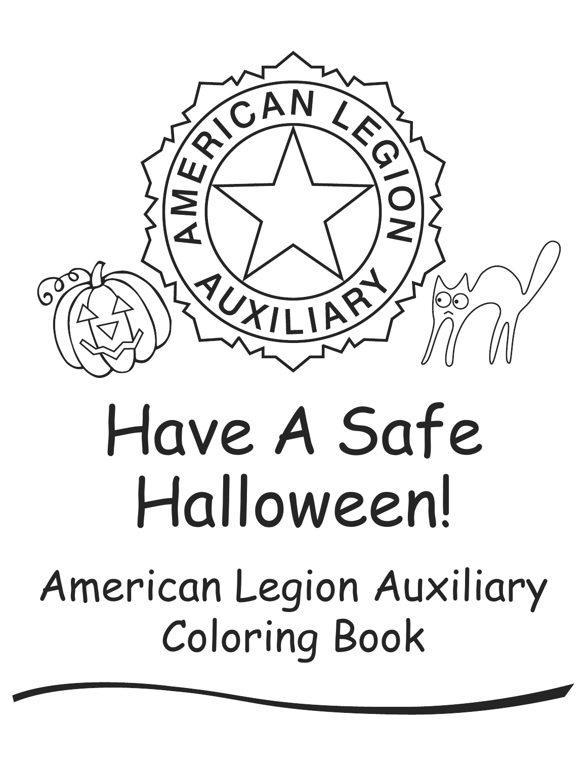# Have A Safe Halloween!

## American Legion Auxiliary Coloring Book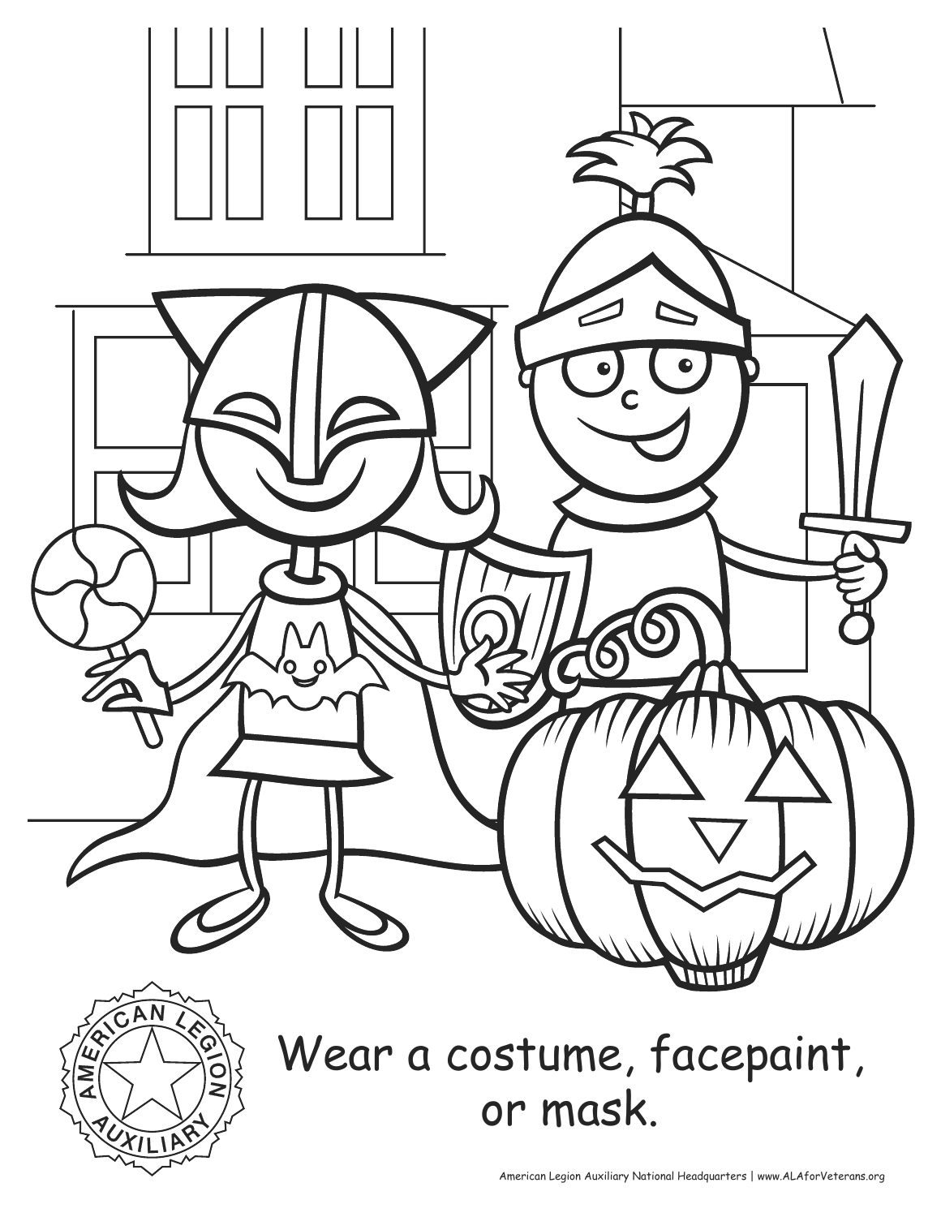Wear a costume, facepaint, or mask.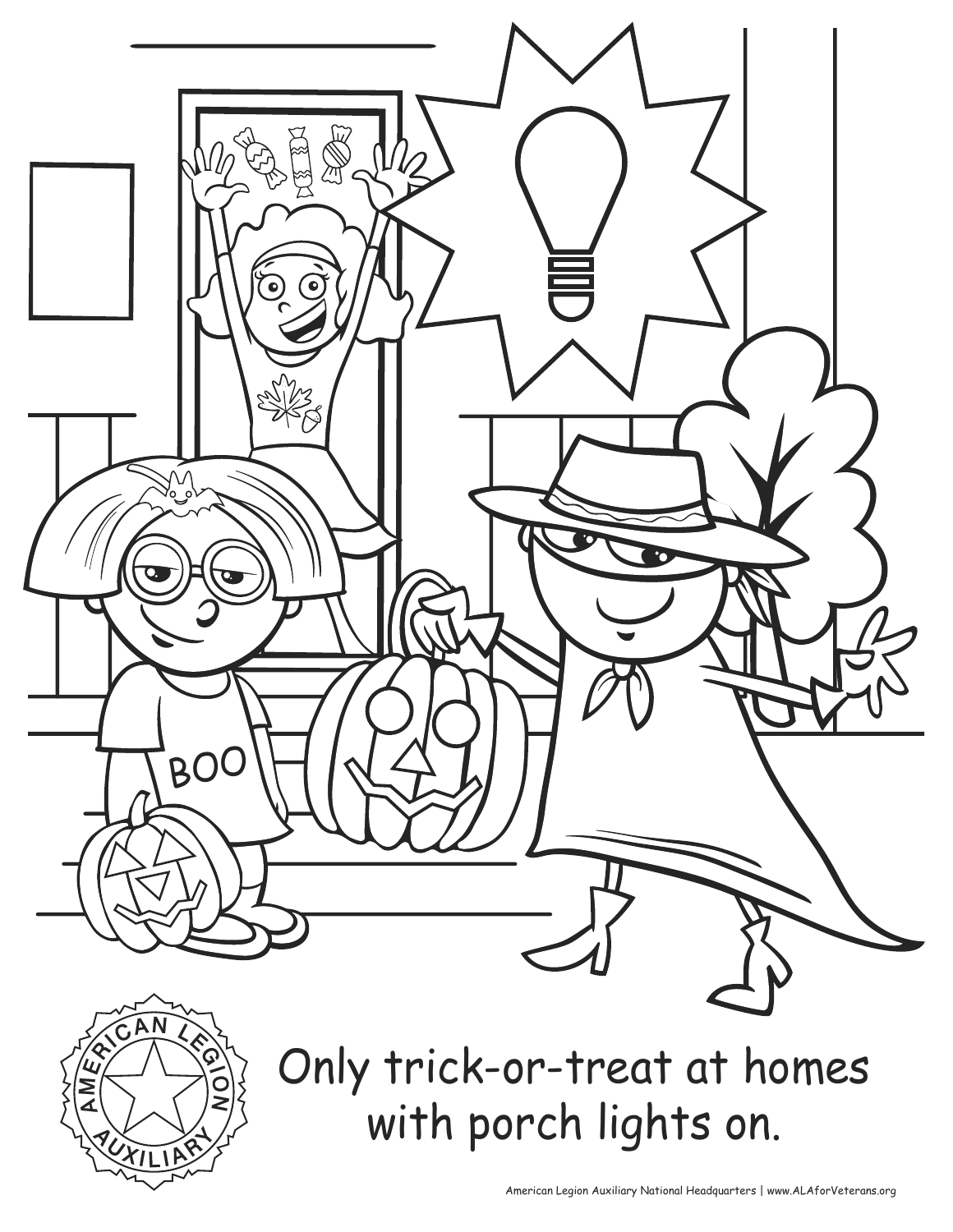Only trick-or-treat at homes with porch lights on.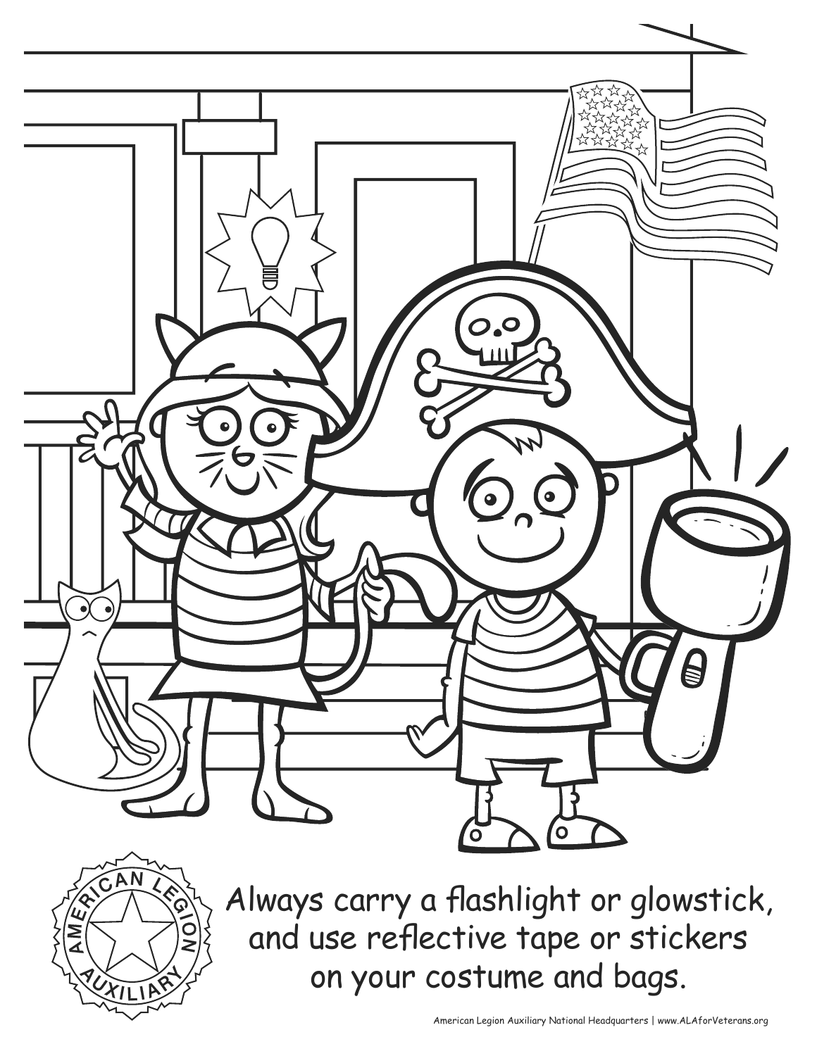AMERICAN LEGION AUXILIARY

Always carry a flashlight or glowstick, and use reflective tape or stickers on your costume and bags.

American Legion Auxiliary National Headquarters | www.ALAforVeterans.org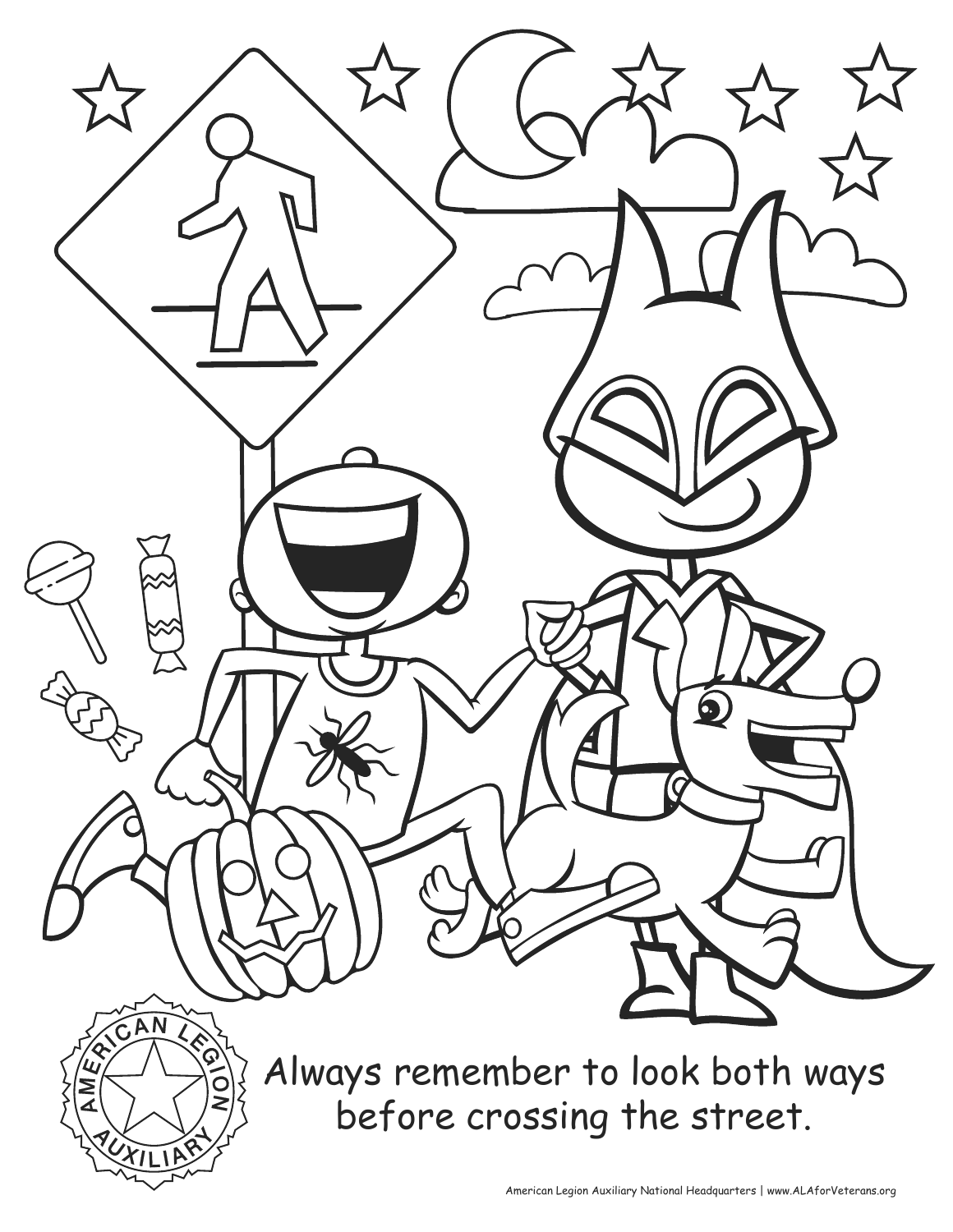Always remember to look both ways before crossing the street.

American Legion Auxiliary National Headquarters | www.ALAforVeterans.org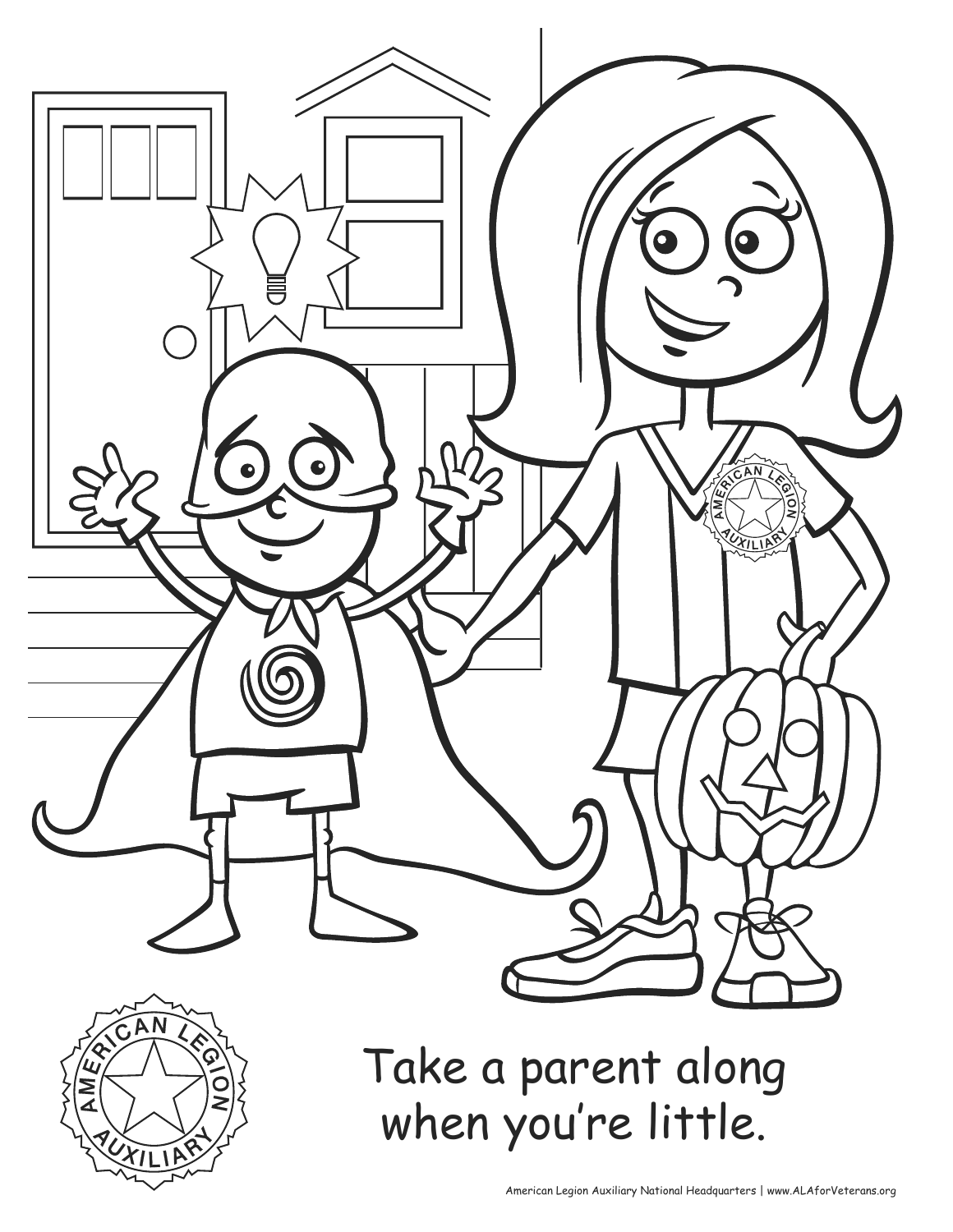Take a parent along when you're little.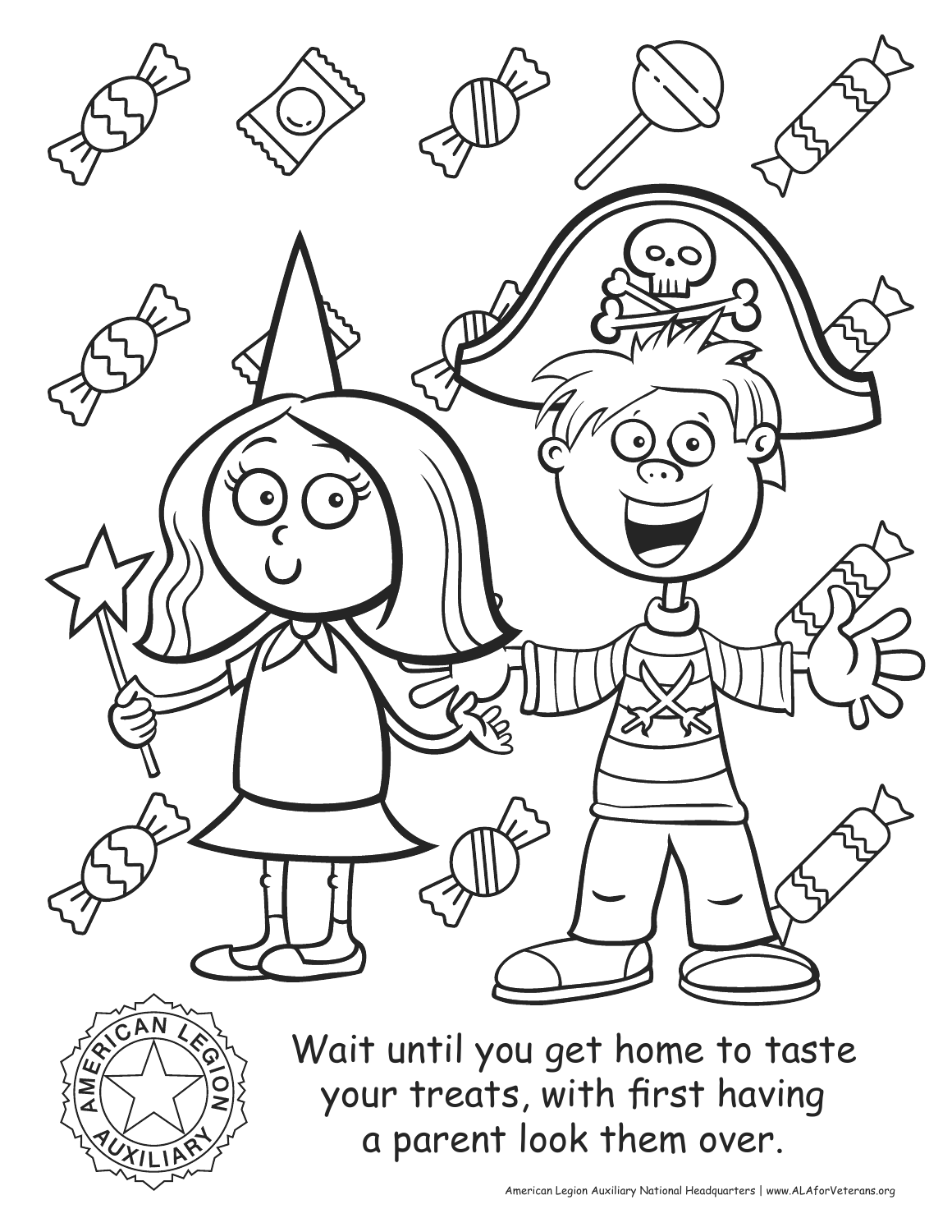Wait until you get home to taste your treats, with first having a parent look them over.

American Legion Auxiliary National Headquarters | www.ALAforVeterans.org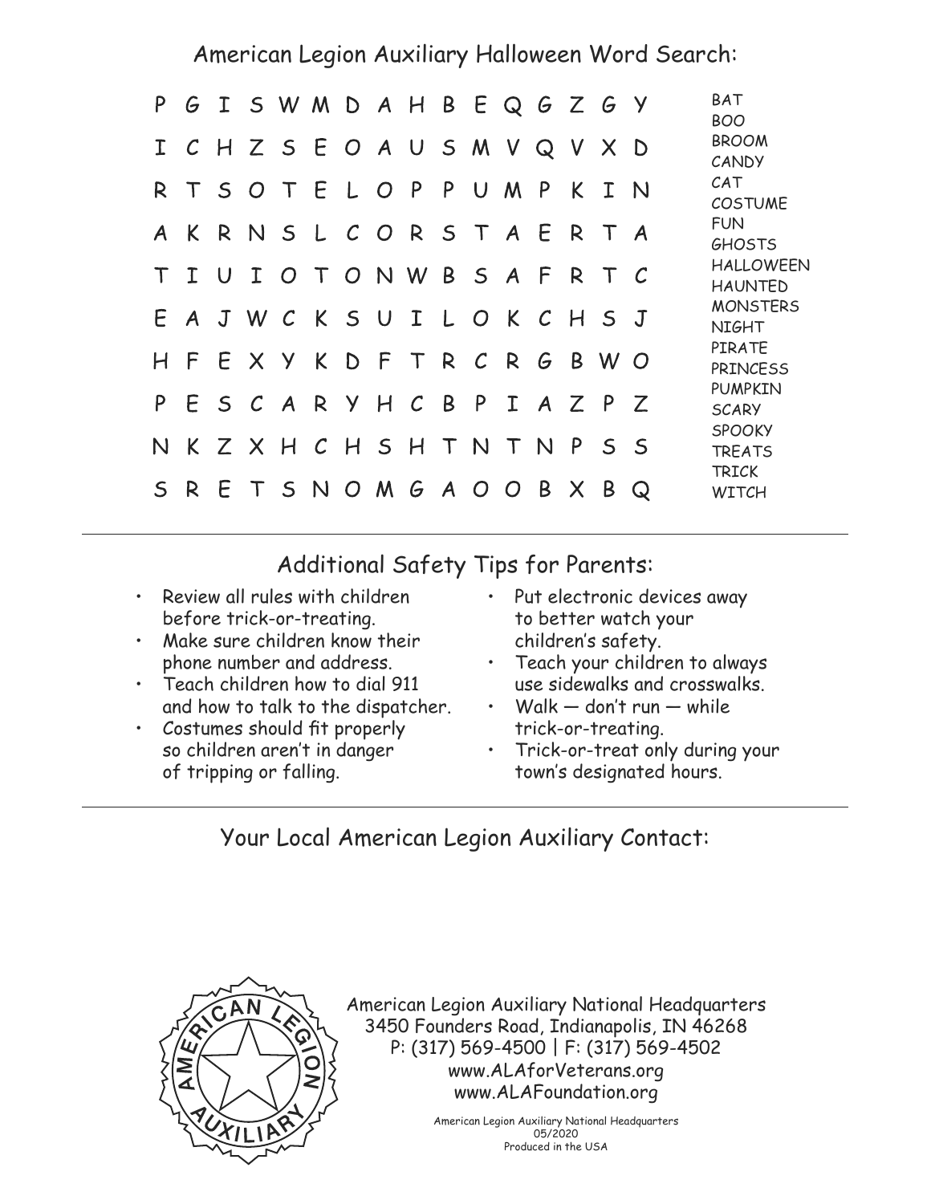## American Legion Auxiliary Halloween Word Search:

| | | | | | | | | | | | | | | | |
|---|---|---|---|---|---|---|---|---|---|---|---|---|---|---|---|
| P | G | I | S | W | M | D | A | H | B | E | Q | G | Z | G | Y |
| I | C | H | Z | S | E | O | A | U | S | M | V | Q | V | X | D |
| R | T | S | O | T | E | L | O | P | P | U | M | P | K | I | N |
| A | K | R | N | S | L | C | O | R | S | T | A | E | R | T | A |
| T | I | U | I | O | T | O | N | W | B | S | A | F | R | T | C |
| E | A | J | W | C | K | S | U | I | L | O | K | C | H | S | J |
| H | F | E | X | Y | K | D | F | T | R | C | R | G | B | W | O |
| P | E | S | C | A | R | Y | H | C | B | P | I | A | Z | P | Z |
| N | K | Z | X | H | C | H | S | H | T | N | T | N | P | S | S |
| S | R | E | T | S | N | O | M | G | A | O | O | B | X | B | Q |

BAT
BOO
BROOM
CANDY
CAT
COSTUME
FUN
GHOSTS
HALLOWEEN
HAUNTED
MONSTERS
NIGHT
PIRATE
PRINCESS
PUMPKIN
SCARY
SPOOKY
TREATS
TRICK
WITCH

## Additional Safety Tips for Parents:

- Review all rules with children before trick-or-treating.
- Make sure children know their phone number and address.
- Teach children how to dial 911 and how to talk to the dispatcher.
- Costumes should fit properly so children aren't in danger of tripping or falling.
- Put electronic devices away to better watch your children's safety.
- Teach your children to always use sidewalks and crosswalks.
- Walk — don't run — while trick-or-treating.
- Trick-or-treat only during your town's designated hours.

## Your Local American Legion Auxiliary Contact:

American Legion Auxiliary National Headquarters
3450 Founders Road, Indianapolis, IN 46268
P: (317) 569-4500 | F: (317) 569-4502
www.ALAforVeterans.org
www.ALAFoundation.org

American Legion Auxiliary National Headquarters
05/2020
Produced in the USA